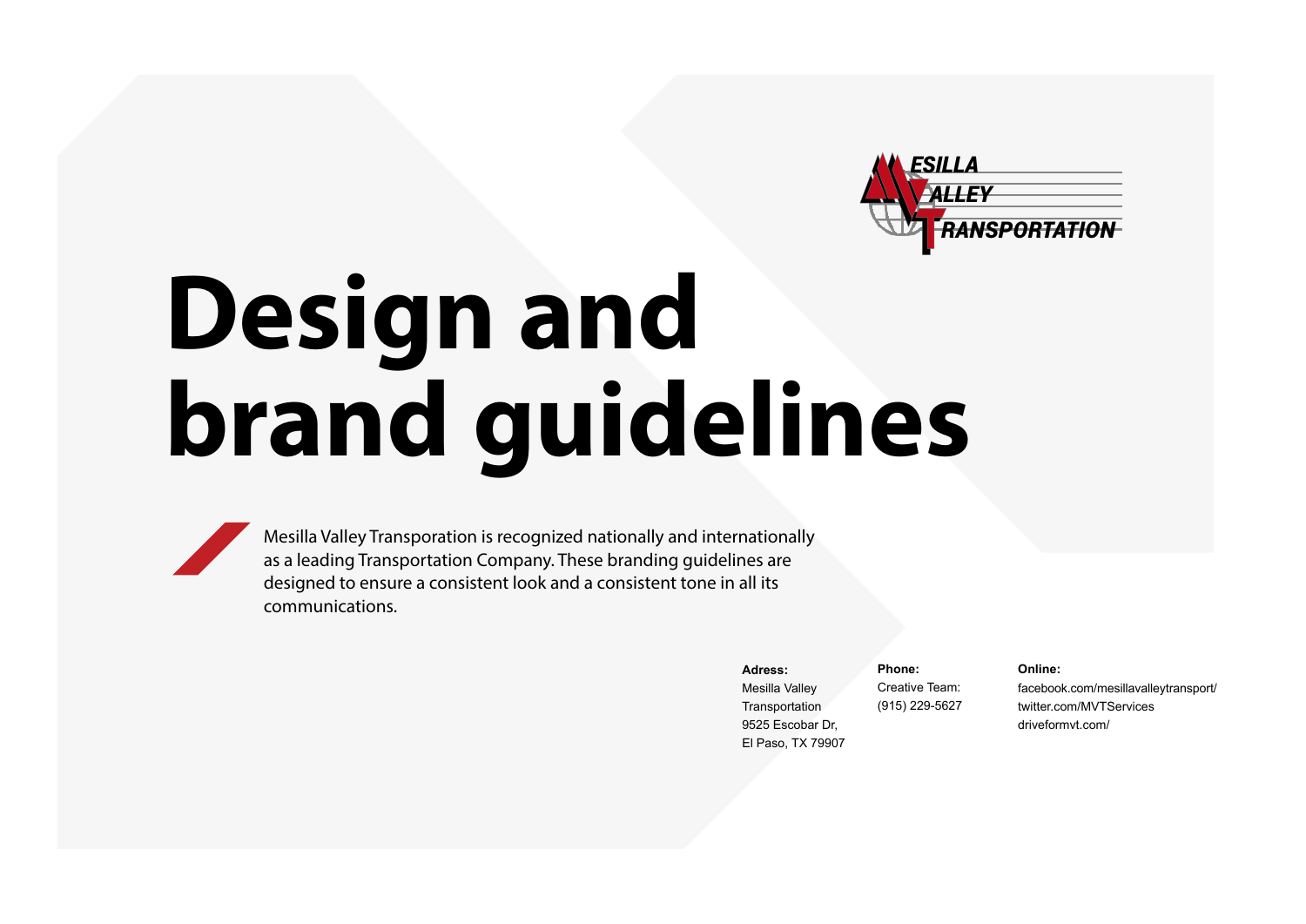# Design and brand guidelines

Mesilla Valley Transporation is recognized nationally and internationally as a leading Transportation Company. These branding guidelines are designed to ensure a consistent look and a consistent tone in all its communications.

**Adress:**
Mesilla Valley Transportation
9525 Escobar Dr,
El Paso, TX 79907

**Phone:**
Creative Team:
(915) 229-5627

**Online:**
facebook.com/mesillavalleytransport/
twitter.com/MVTServices
driveformvt.com/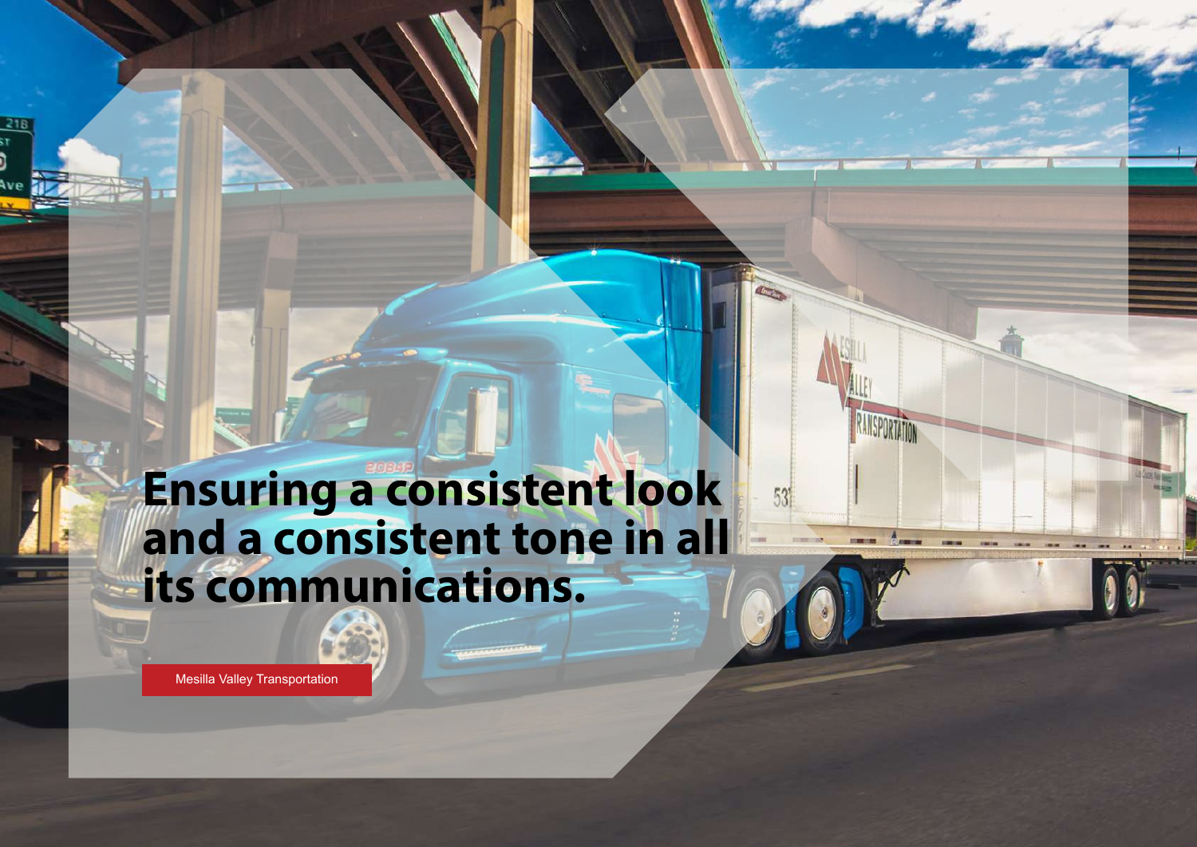# Ensuring a consistent look and a consistent tone in all its communications.

Mesilla Valley Transportation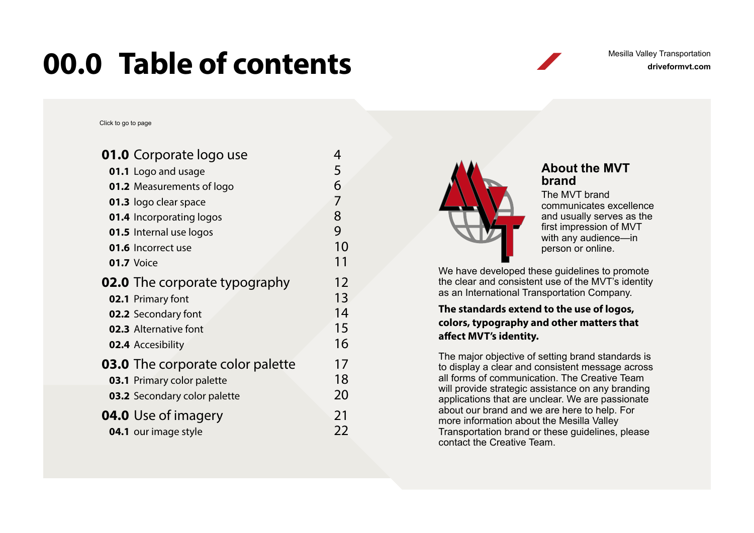# 00.0 Table of contents

Mesilla Valley Transportation
**driveformvt.com**

Click to go to page

| | |
|---|---|
| **01.0** Corporate logo use | 4 |
| **01.1** Logo and usage | 5 |
| **01.2** Measurements of logo | 6 |
| **01.3** logo clear space | 7 |
| **01.4** Incorporating logos | 8 |
| **01.5** Internal use logos | 9 |
| **01.6** Incorrect use | 10 |
| **01.7** Voice | 11 |
| **02.0** The corporate typography | 12 |
| **02.1** Primary font | 13 |
| **02.2** Secondary font | 14 |
| **02.3** Alternative font | 15 |
| **02.4** Accesibility | 16 |
| **03.0** The corporate color palette | 17 |
| **03.1** Primary color palette | 18 |
| **03.2** Secondary color palette | 20 |
| **04.0** Use of imagery | 21 |
| **04.1** our image style | 22 |

## About the MVT brand

The MVT brand communicates excellence and usually serves as the first impression of MVT with any audience—in person or online.

We have developed these guidelines to promote the clear and consistent use of the MVT's identity as an International Transportation Company.

**The standards extend to the use of logos, colors, typography and other matters that affect MVT's identity.**

The major objective of setting brand standards is to display a clear and consistent message across all forms of communication. The Creative Team will provide strategic assistance on any branding applications that are unclear. We are passionate about our brand and we are here to help. For more information about the Mesilla Valley Transportation brand or these guidelines, please contact the Creative Team.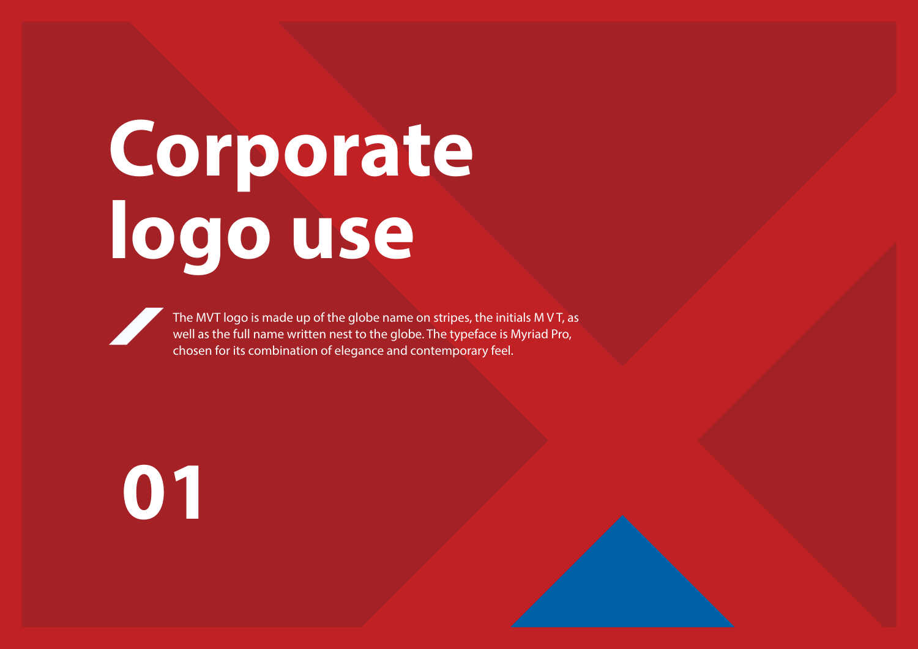# Corporate logo use

The MVT logo is made up of the globe name on stripes, the initials M V T, as well as the full name written nest to the globe. The typeface is Myriad Pro, chosen for its combination of elegance and contemporary feel.

**01**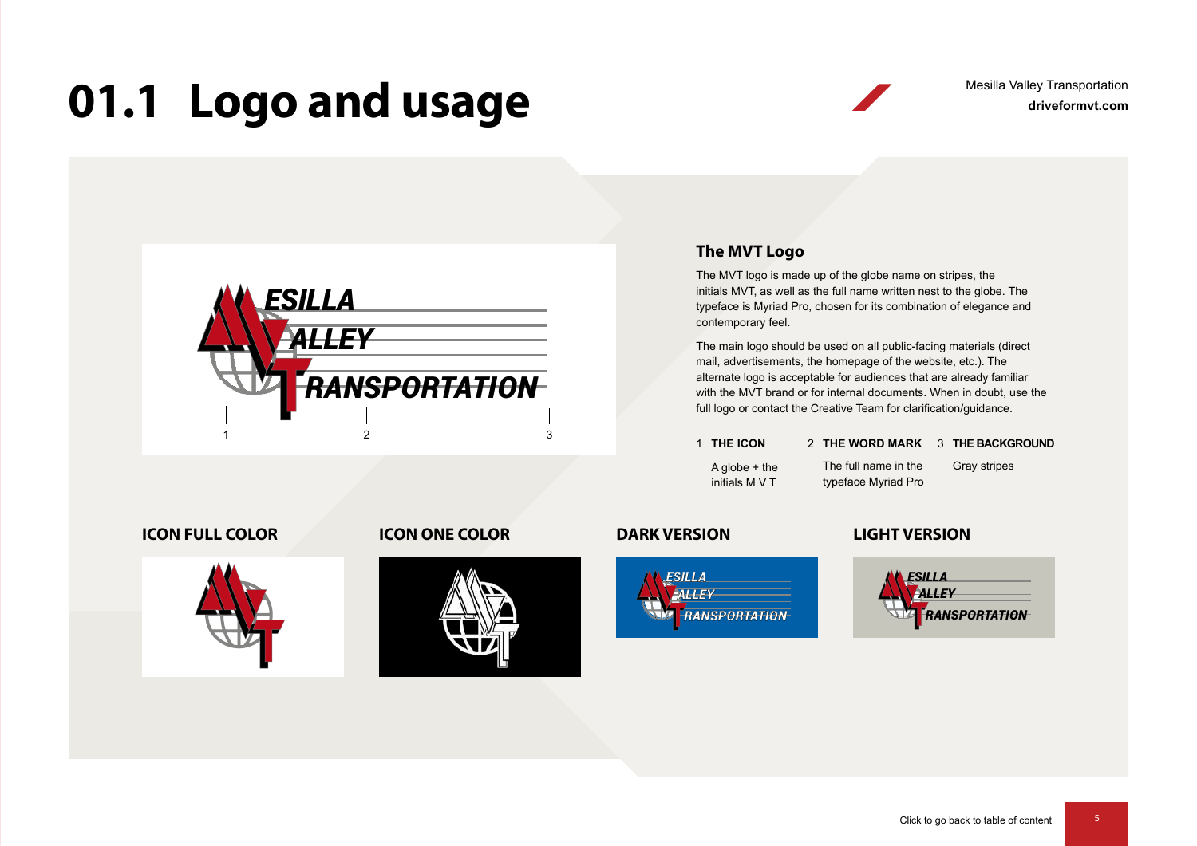# 01.1 Logo and usage

Mesilla Valley Transportation
**driveformvt.com**

## The MVT Logo

The MVT logo is made up of the globe name on stripes, the initials MVT, as well as the full name written nest to the globe. The typeface is Myriad Pro, chosen for its combination of elegance and contemporary feel.

The main logo should be used on all public-facing materials (direct mail, advertisements, the homepage of the website, etc.). The alternate logo is acceptable for audiences that are already familiar with the MVT brand or for internal documents. When in doubt, use the full logo or contact the Creative Team for clarification/guidance.

1 **THE ICON**
A globe + the initials M V T

2 **THE WORD MARK**
The full name in the typeface Myriad Pro

3 **THE BACKGROUND**
Gray stripes

### ICON FULL COLOR

### ICON ONE COLOR

### DARK VERSION

### LIGHT VERSION

Click to go back to table of content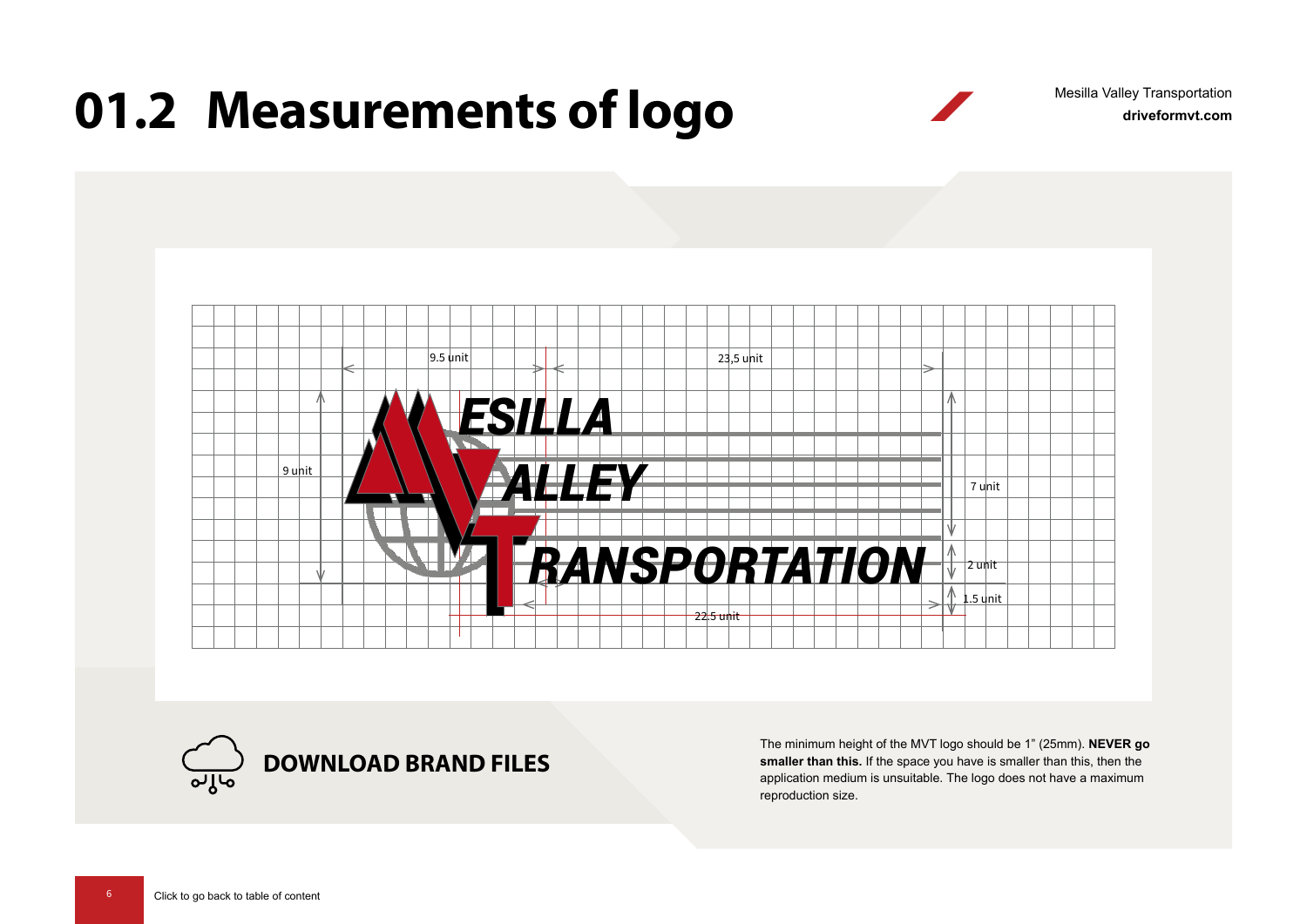# 01.2 Measurements of logo

9.5 unit

23,5 unit

9 unit

7 unit

2 unit

1.5 unit

22.5 unit

## DOWNLOAD BRAND FILES

The minimum height of the MVT logo should be 1” (25mm). **NEVER go smaller than this.** If the space you have is smaller than this, then the application medium is unsuitable. The logo does not have a maximum reproduction size.

Click to go back to table of content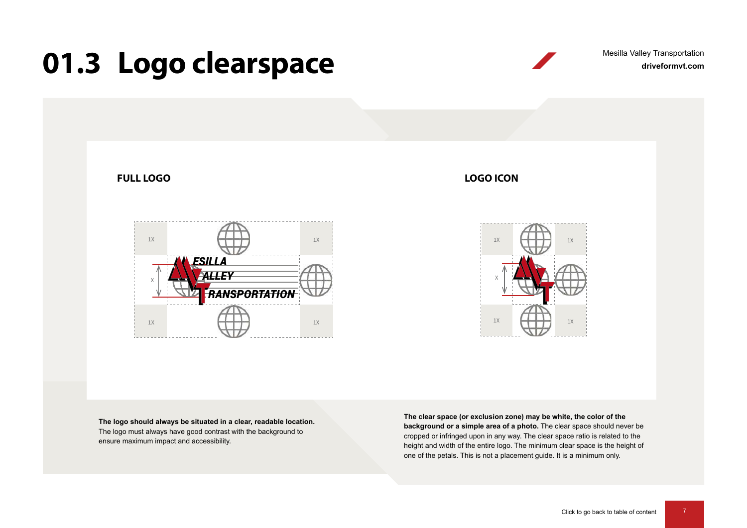# 01.3 Logo clearspace

### FULL LOGO

### LOGO ICON

**The logo should always be situated in a clear, readable location.** The logo must always have good contrast with the background to ensure maximum impact and accessibility.

**The clear space (or exclusion zone) may be white, the color of the background or a simple area of a photo.** The clear space should never be cropped or infringed upon in any way. The clear space ratio is related to the height and width of the entire logo. The minimum clear space is the height of one of the petals. This is not a placement guide. It is a minimum only.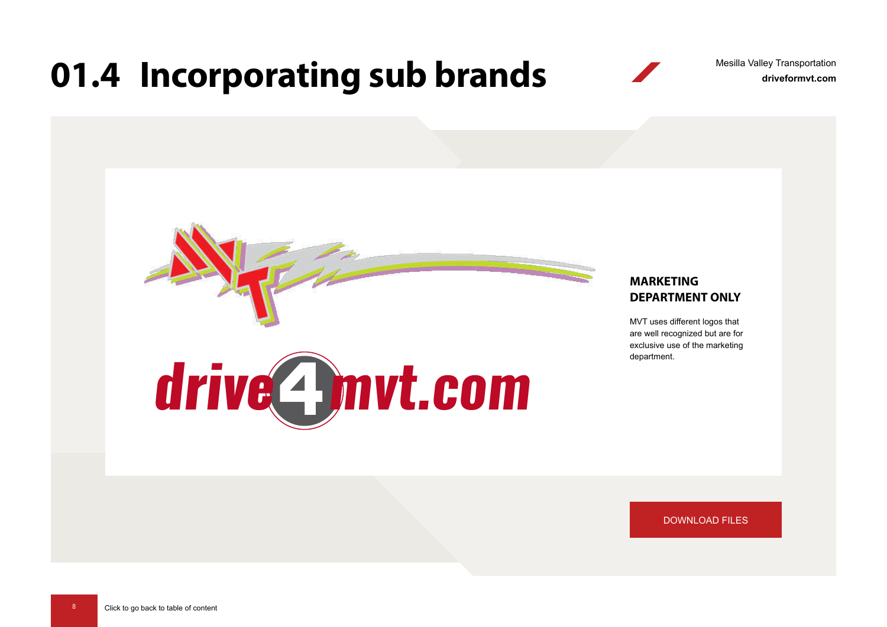# 01.4 Incorporating sub brands

Mesilla Valley Transportation
**driveformvt.com**

drive4mvt.com

**MARKETING DEPARTMENT ONLY**

MVT uses different logos that are well recognized but are for exclusive use of the marketing department.

DOWNLOAD FILES

Click to go back to table of content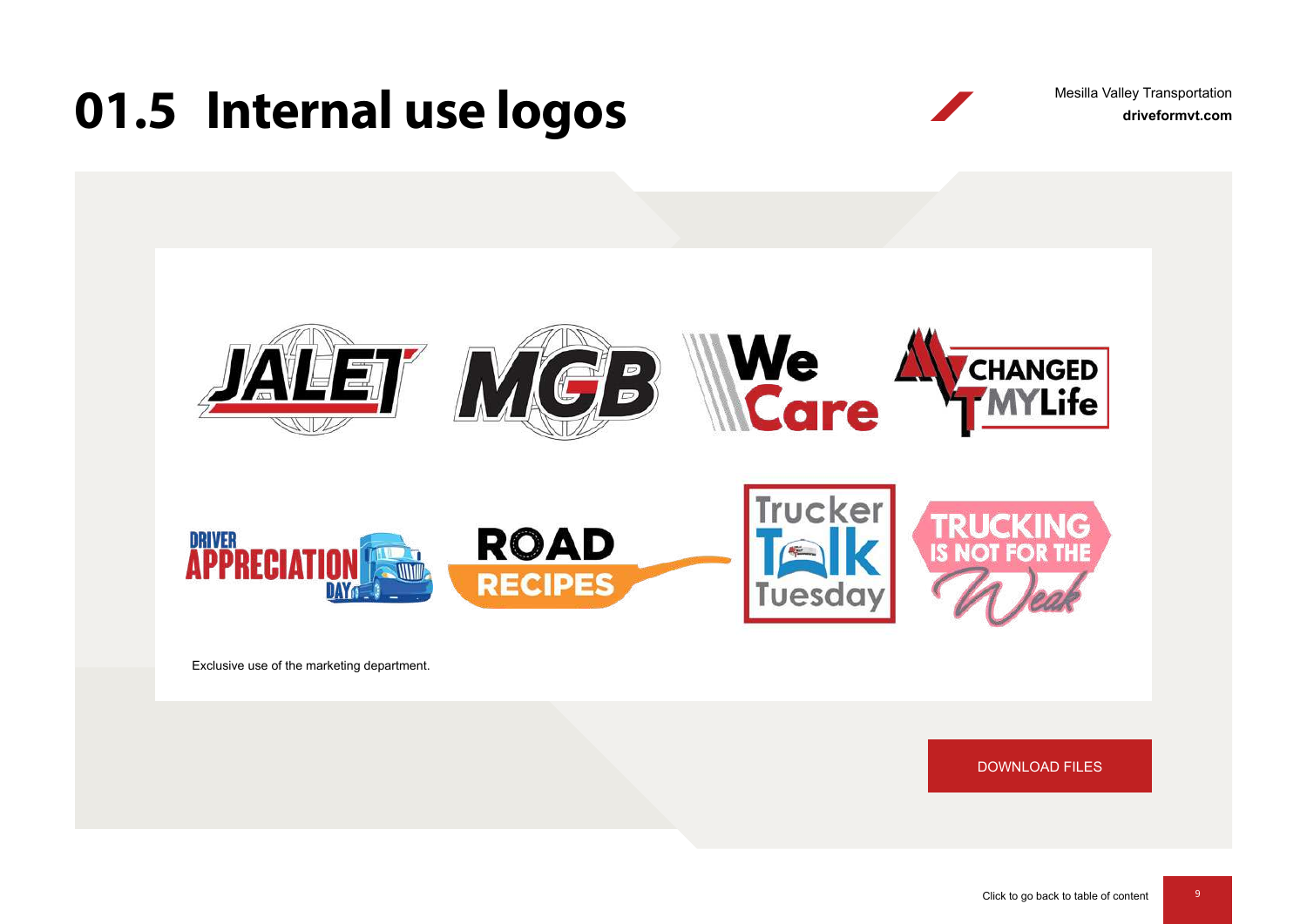# 01.5 Internal use logos

Exclusive use of the marketing department.

DOWNLOAD FILES

Click to go back to table of content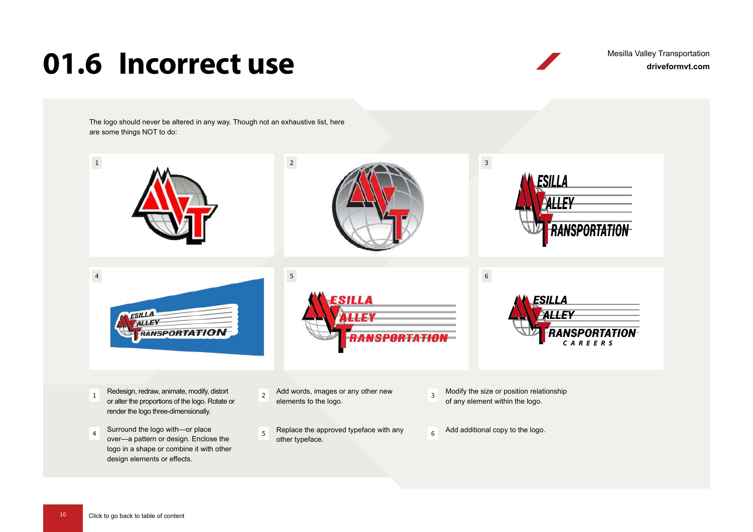# 01.6 Incorrect use

The logo should never be altered in any way. Though not an exhaustive list, here are some things NOT to do:

1. Redesign, redraw, animate, modify, distort or alter the proportions of the logo. Rotate or render the logo three-dimensionally.
2. Add words, images or any other new elements to the logo.
3. Modify the size or position relationship of any element within the logo.
4. Surround the logo with—or place over—a pattern or design. Enclose the logo in a shape or combine it with other design elements or effects.
5. Replace the approved typeface with any other typeface.
6. Add additional copy to the logo.

Click to go back to table of content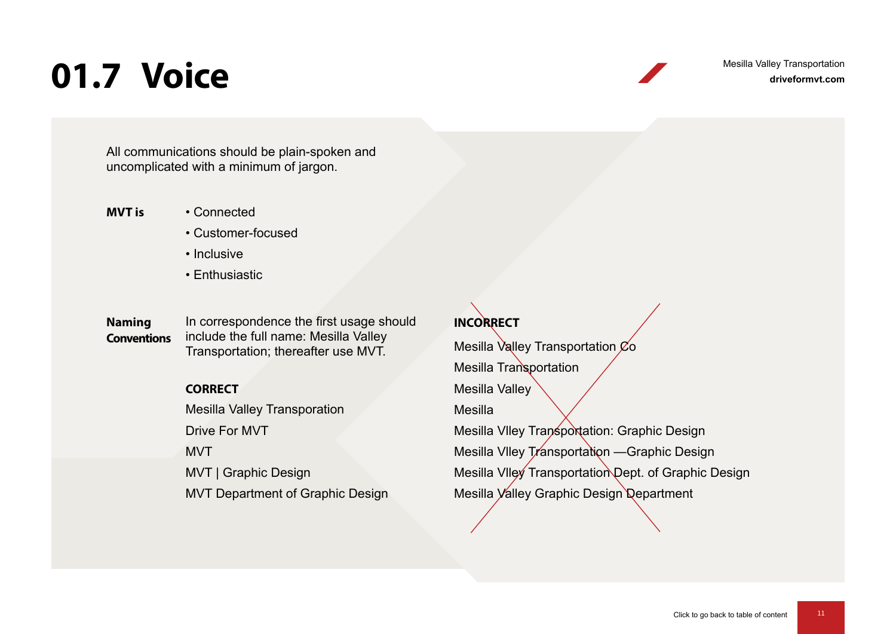# 01.7 Voice

All communications should be plain-spoken and uncomplicated with a minimum of jargon.

**MVT is**

- Connected
- Customer-focused
- Inclusive
- Enthusiastic

**Naming Conventions**

In correspondence the first usage should include the full name: Mesilla Valley Transportation; thereafter use MVT.

**CORRECT**

Mesilla Valley Transporation

Drive For MVT

MVT

MVT | Graphic Design

MVT Department of Graphic Design

**INCORRECT**

Mesilla Valley Transportation Co

Mesilla Transportation

Mesilla Valley

Mesilla

Mesilla Vlley Transportation: Graphic Design

Mesilla Vlley Transportation —Graphic Design

Mesilla Vlley Transportation Dept. of Graphic Design

Mesilla Valley Graphic Design Department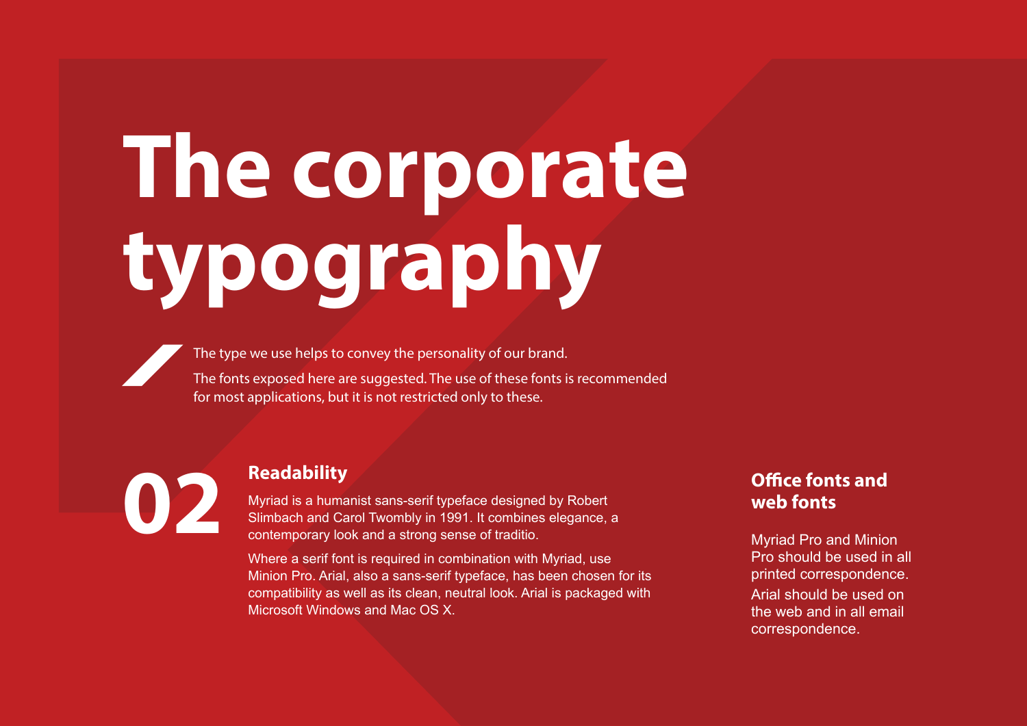# The corporate typography

The type we use helps to convey the personality of our brand.

The fonts exposed here are suggested. The use of these fonts is recommended for most applications, but it is not restricted only to these.

**02**

## Readability

Myriad is a humanist sans-serif typeface designed by Robert Slimbach and Carol Twombly in 1991. It combines elegance, a contemporary look and a strong sense of traditio.

Where a serif font is required in combination with Myriad, use Minion Pro. Arial, also a sans-serif typeface, has been chosen for its compatibility as well as its clean, neutral look. Arial is packaged with Microsoft Windows and Mac OS X.

## Office fonts and web fonts

Myriad Pro and Minion Pro should be used in all printed correspondence.

Arial should be used on the web and in all email correspondence.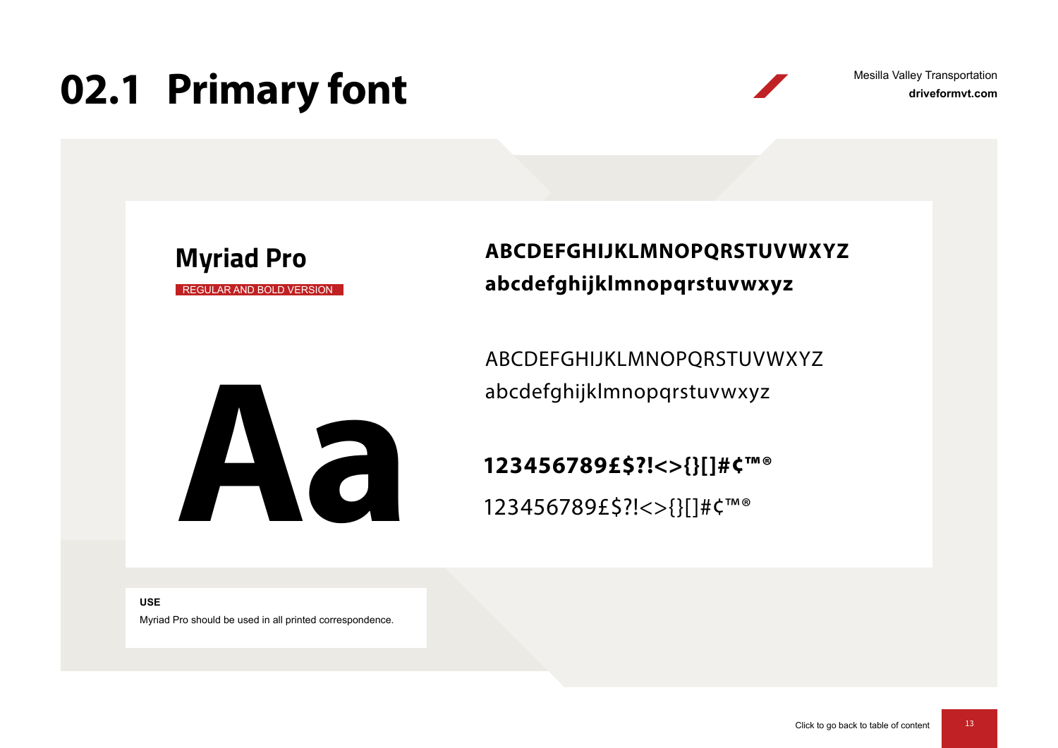# 02.1 Primary font

Mesilla Valley Transportation
**driveformvt.com**

## Myriad Pro

REGULAR AND BOLD VERSION

Aa

**ABCDEFGHIJKLMNOPQRSTUVWXYZ**
**abcdefghijklmnopqrstuvwxyz**

ABCDEFGHIJKLMNOPQRSTUVWXYZ
abcdefghijklmnopqrstuvwxyz

**123456789£$?!<>{}[]#¢™®**

123456789£$?!<>{}[]#¢™®

**USE**

Myriad Pro should be used in all printed correspondence.

Click to go back to table of content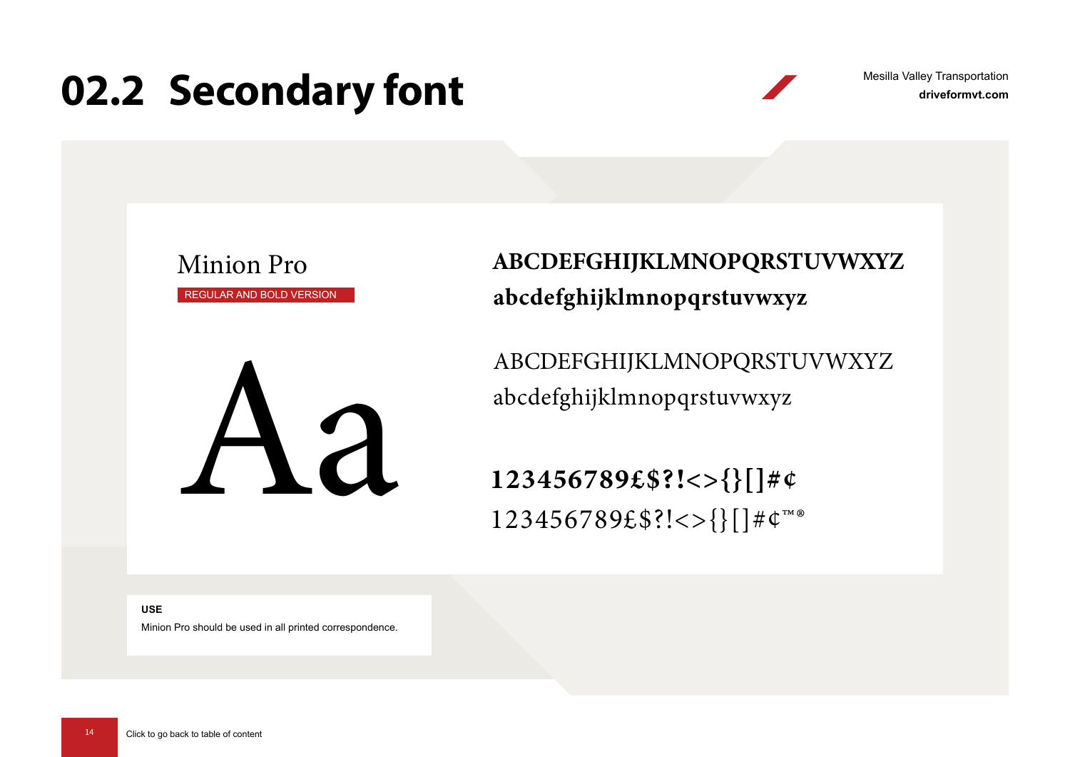# 02.2 Secondary font

Mesilla Valley Transportation
**driveformvt.com**

Minion Pro

REGULAR AND BOLD VERSION

Aa

**ABCDEFGHIJKLMNOPQRSTUVWXYZ**
**abcdefghijklmnopqrstuvwxyz**

ABCDEFGHIJKLMNOPQRSTUVWXYZ
abcdefghijklmnopqrstuvwxyz

**123456789£$?!<>{}[]#¢**
123456789£$?!<>{}[]#¢™®

**USE**

Minion Pro should be used in all printed correspondence.

Click to go back to table of content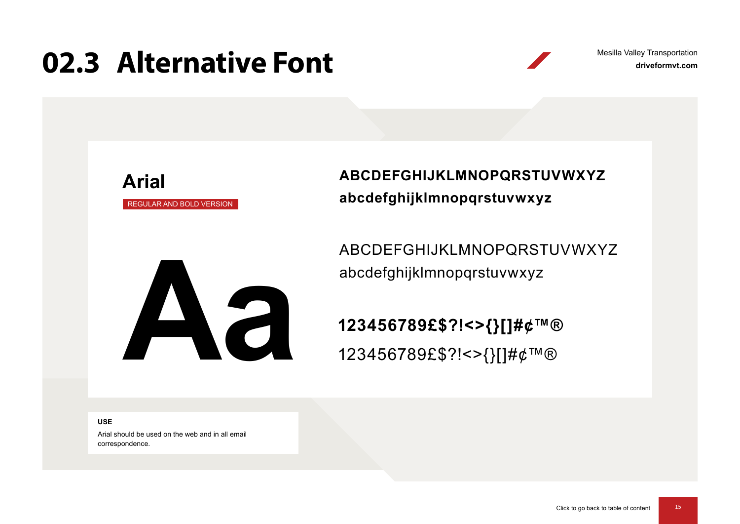# 02.3 Alternative Font

## Arial

REGULAR AND BOLD VERSION

Aa

**ABCDEFGHIJKLMNOPQRSTUVWXYZ**
**abcdefghijklmnopqrstuvwxyz**

ABCDEFGHIJKLMNOPQRSTUVWXYZ
abcdefghijklmnopqrstuvwxyz

**123456789£$?!<>{}[]#¢™®**
123456789£$?!<>{}[]#¢™®

**USE**

Arial should be used on the web and in all email correspondence.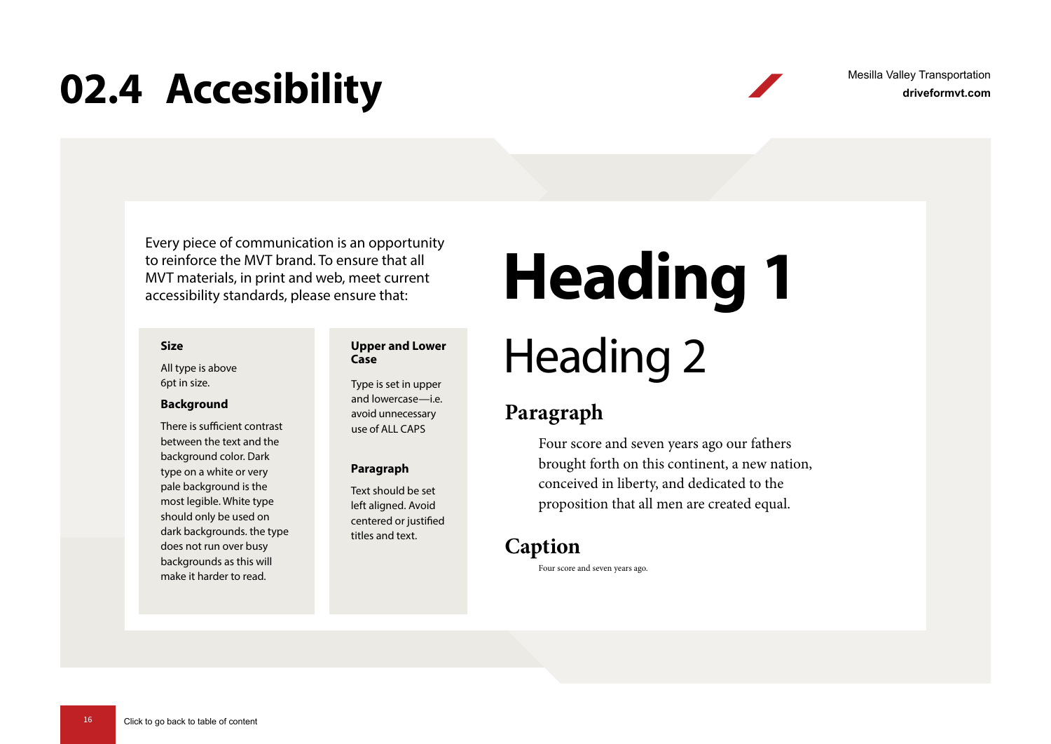# 02.4 Accesibility

Mesilla Valley Transportation
**drivefor mvt.com**

Every piece of communication is an opportunity to reinforce the MVT brand. To ensure that all MVT materials, in print and web, meet current accessibility standards, please ensure that:

**Size**

All type is above 6pt in size.

**Background**

There is sufficient contrast between the text and the background color. Dark type on a white or very pale background is the most legible. White type should only be used on dark backgrounds. the type does not run over busy backgrounds as this will make it harder to read.

**Upper and Lower Case**

Type is set in upper and lowercase—i.e. avoid unnecessary use of ALL CAPS

**Paragraph**

Text should be set left aligned. Avoid centered or justified titles and text.

# Heading 1

## Heading 2

### Paragraph

Four score and seven years ago our fathers brought forth on this continent, a new nation, conceived in liberty, and dedicated to the proposition that all men are created equal.

### Caption

Four score and seven years ago.

Click to go back to table of content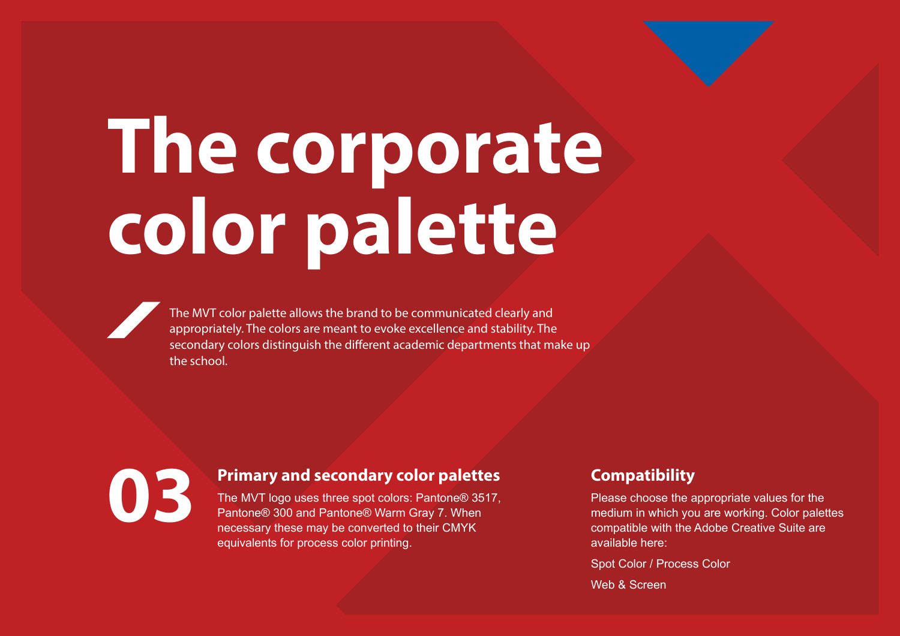# The corporate color palette

The MVT color palette allows the brand to be communicated clearly and appropriately. The colors are meant to evoke excellence and stability. The secondary colors distinguish the different academic departments that make up the school.

**03**

## Primary and secondary color palettes

The MVT logo uses three spot colors: Pantone® 3517, Pantone® 300 and Pantone® Warm Gray 7. When necessary these may be converted to their CMYK equivalents for process color printing.

## Compatibility

Please choose the appropriate values for the medium in which you are working. Color palettes compatible with the Adobe Creative Suite are available here:

Spot Color / Process Color

Web & Screen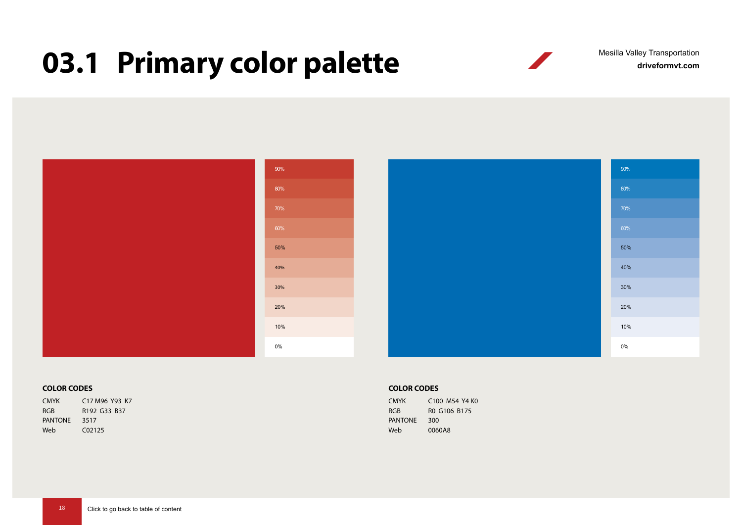# 03.1 Primary color palette

Mesilla Valley Transportation
**driveformvt.com**

90%
80%
70%
60%
50%
40%
30%
20%
10%
0%

90%
80%
70%
60%
50%
40%
30%
20%
10%
0%

**COLOR CODES**

| | |
|---|---|
| CMYK | C17 M96 Y93 K7 |
| RGB | R192 G33 B37 |
| PANTONE | 3517 |
| Web | C02125 |

**COLOR CODES**

| | |
|---|---|
| CMYK | C100 M54 Y4 K0 |
| RGB | R0 G106 B175 |
| PANTONE | 300 |
| Web | 0060A8 |

Click to go back to table of content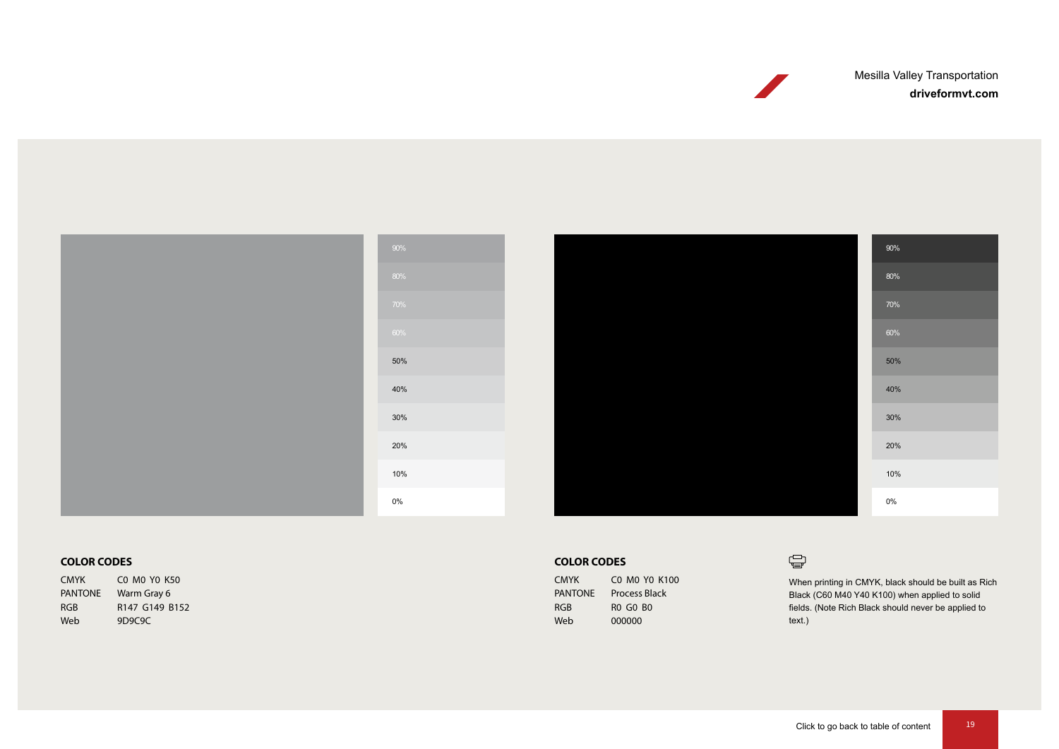90%
80%
70%
60%
50%
40%
30%
20%
10%
0%

90%
80%
70%
60%
50%
40%
30%
20%
10%
0%

**COLOR CODES**

| | |
|---|---|
| CMYK | C0 M0 Y0 K50 |
| PANTONE | Warm Gray 6 |
| RGB | R147 G149 B152 |
| Web | 9D9C9C |

**COLOR CODES**

| | |
|---|---|
| CMYK | C0 M0 Y0 K100 |
| PANTONE | Process Black |
| RGB | R0 G0 B0 |
| Web | 000000 |

When printing in CMYK, black should be built as Rich Black (C60 M40 Y40 K100) when applied to solid fields. (Note Rich Black should never be applied to text.)

Click to go back to table of content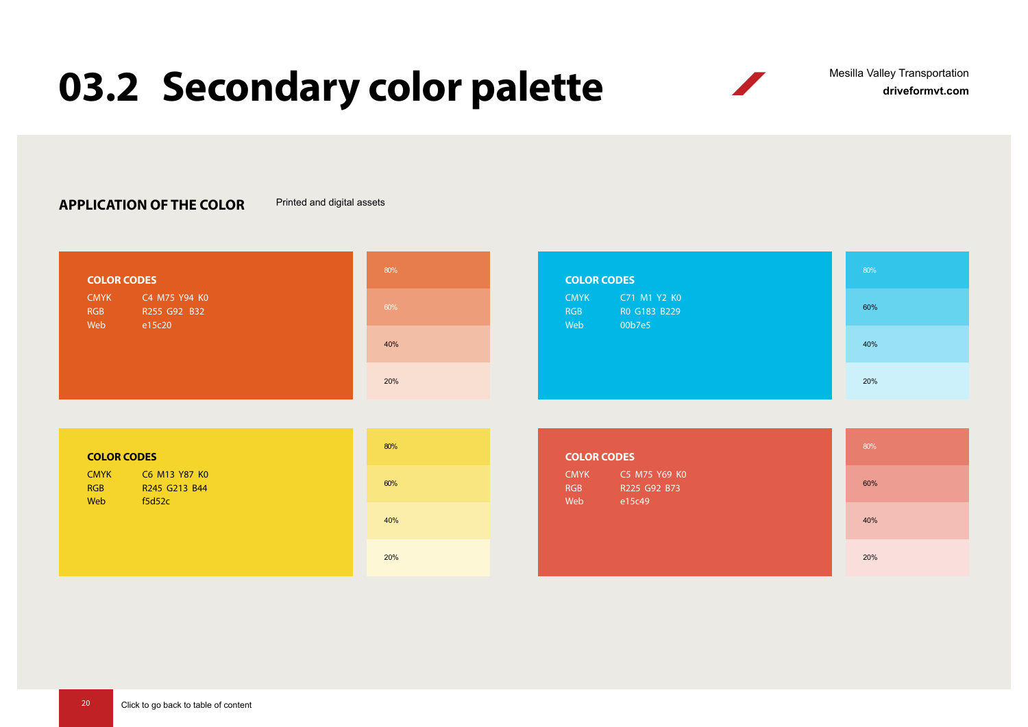# 03.2 Secondary color palette

Mesilla Valley Transportation
**driveformvt.com**

## APPLICATION OF THE COLOR

Printed and digital assets

**COLOR CODES**

| | |
|---|---|
| CMYK | C4 M75 Y94 K0 |
| RGB | R255 G92 B32 |
| Web | e15c20 |

80%
60%
40%
20%

**COLOR CODES**

| | |
|---|---|
| CMYK | C71 M1 Y2 K0 |
| RGB | R0 G183 B229 |
| Web | 00b7e5 |

80%
60%
40%
20%

**COLOR CODES**

| | |
|---|---|
| CMYK | C6 M13 Y87 K0 |
| RGB | R245 G213 B44 |
| Web | f5d52c |

80%
60%
40%
20%

**COLOR CODES**

| | |
|---|---|
| CMYK | C5 M75 Y69 K0 |
| RGB | R225 G92 B73 |
| Web | e15c49 |

80%
60%
40%
20%

Click to go back to table of content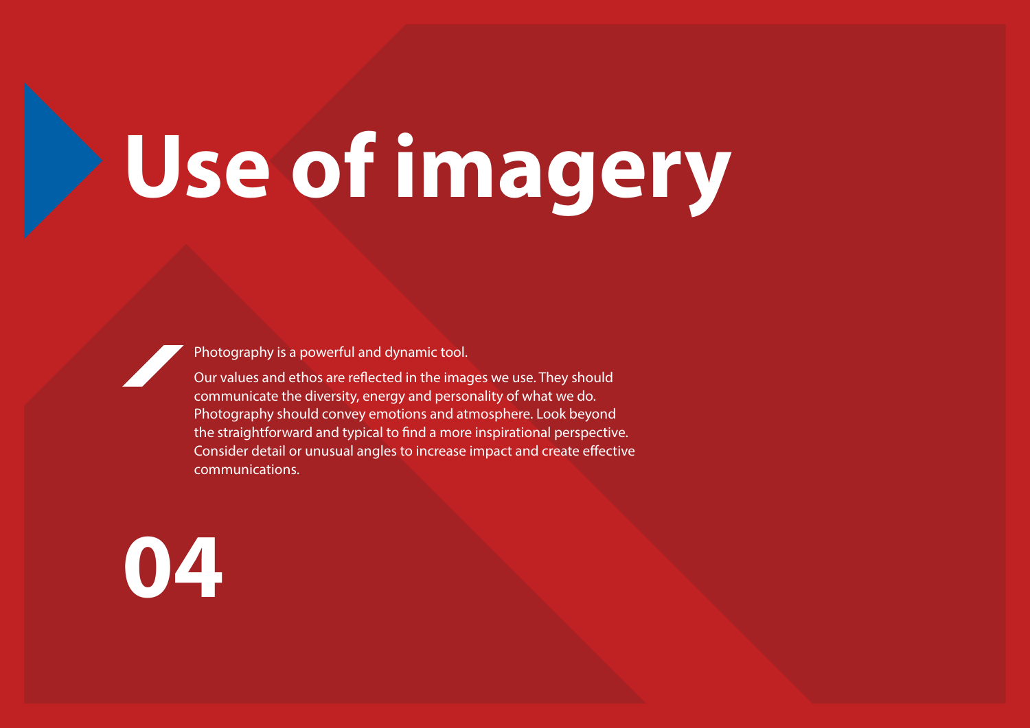# Use of imagery

Photography is a powerful and dynamic tool.

Our values and ethos are reflected in the images we use. They should communicate the diversity, energy and personality of what we do. Photography should convey emotions and atmosphere. Look beyond the straightforward and typical to find a more inspirational perspective. Consider detail or unusual angles to increase impact and create effective communications.

**04**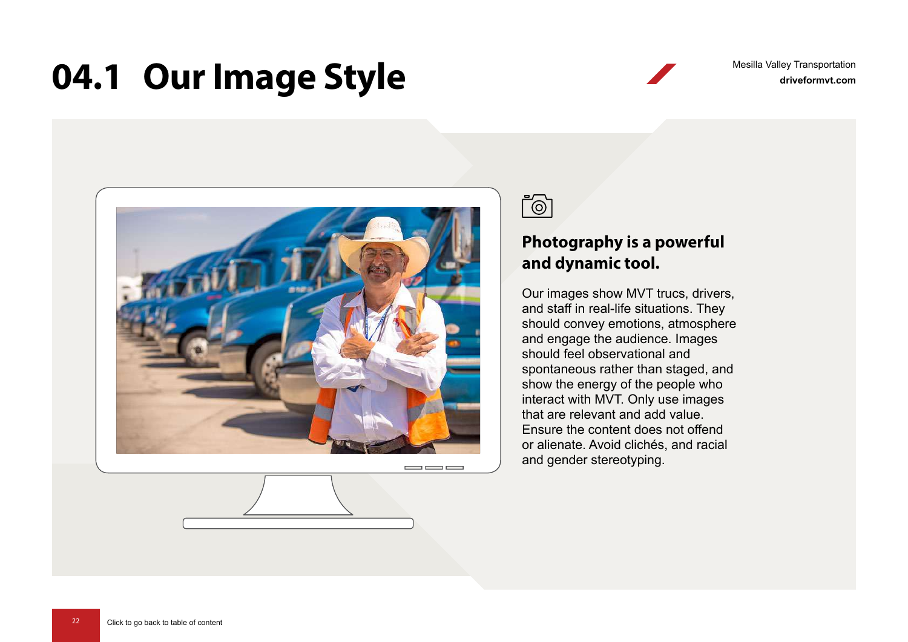# 04.1 Our Image Style

Mesilla Valley Transportation
**driveformvt.com**

### Photography is a powerful and dynamic tool.

Our images show MVT trucs, drivers, and staff in real-life situations. They should convey emotions, atmosphere and engage the audience. Images should feel observational and spontaneous rather than staged, and show the energy of the people who interact with MVT. Only use images that are relevant and add value. Ensure the content does not offend or alienate. Avoid clichés, and racial and gender stereotyping.

Click to go back to table of content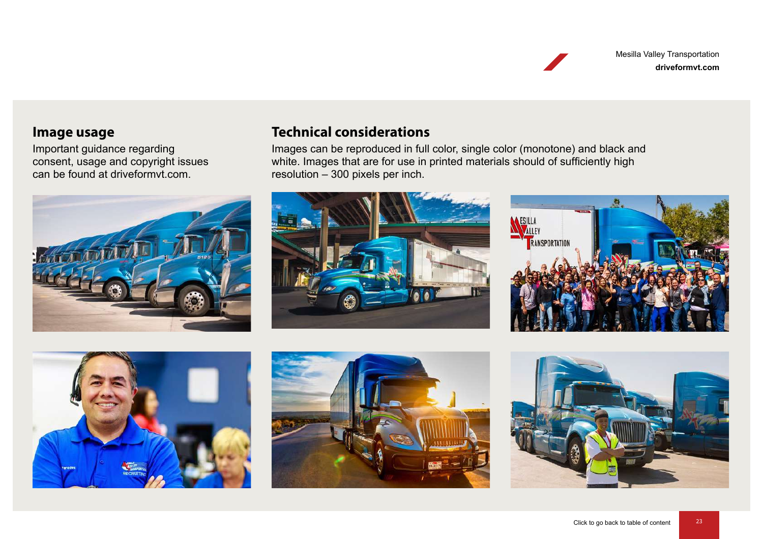## Image usage

Important guidance regarding consent, usage and copyright issues can be found at driveformvt.com.

## Technical considerations

Images can be reproduced in full color, single color (monotone) and black and white. Images that are for use in printed materials should of sufficiently high resolution – 300 pixels per inch.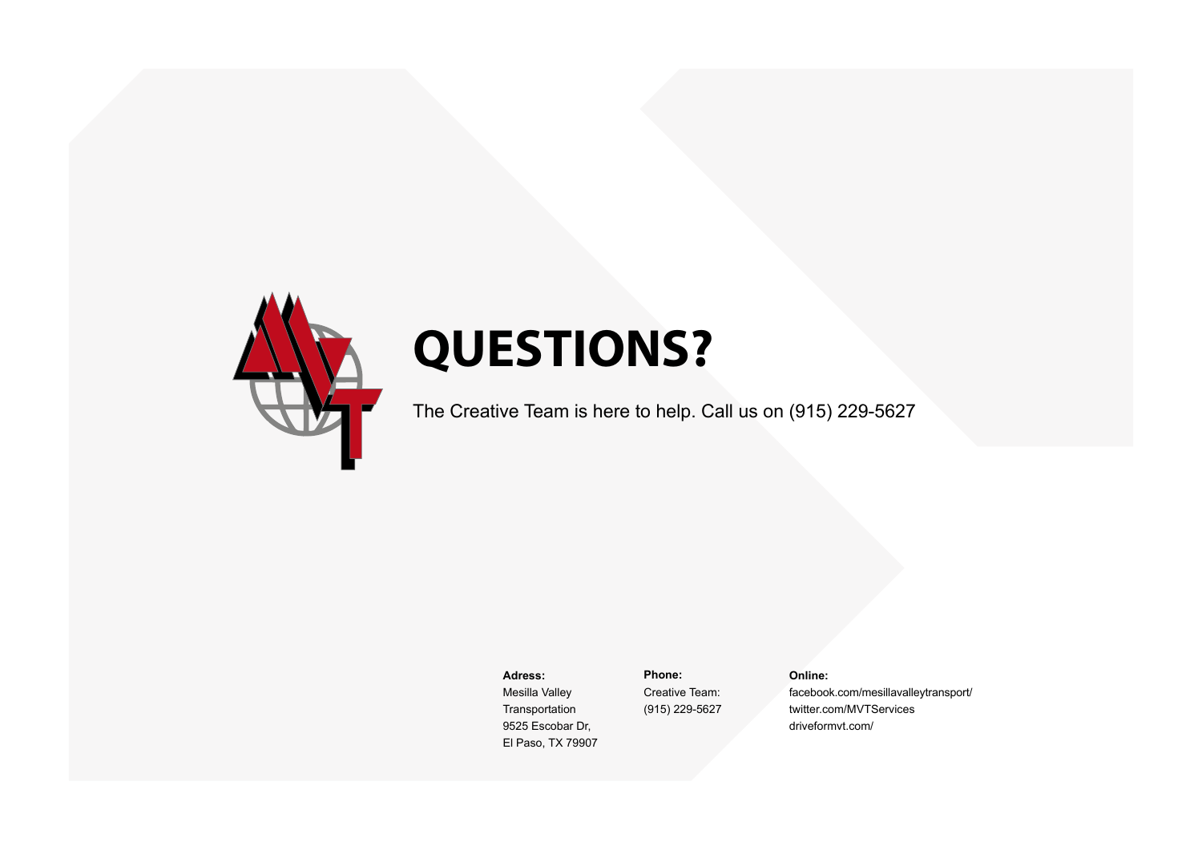# QUESTIONS?

The Creative Team is here to help. Call us on (915) 229-5627

**Adress:**
Mesilla Valley
Transportation
9525 Escobar Dr,
El Paso, TX 79907

**Phone:**
Creative Team:
(915) 229-5627

**Online:**
facebook.com/mesillavalleytransport/
twitter.com/MVTServices
driveformvt.com/